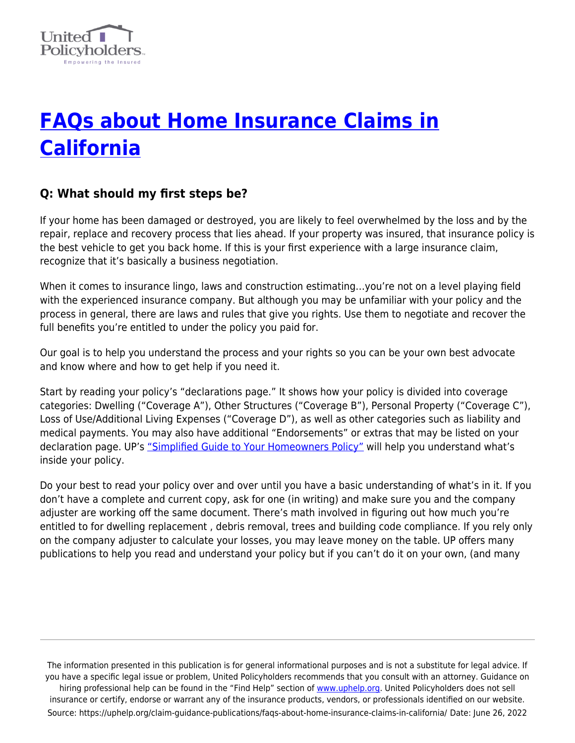# [FAQs about Home Insurance Claims in California](https://uphelp.org/claim-guidance-publications/faqs-about-home-insurance-claims-in-california/)

### Q: What should my first steps be?

If your home has been damaged or destroyed, you are likely to feel overwhelmed by the loss and by the repair, replace and recovery process that lies ahead. If your property was insured, that insurance policy is the best vehicle to get you back home. If this is your first experience with a large insurance claim, recognize that it's basically a business negotiation.

When it comes to insurance lingo, laws and construction estimating…you're not on a level playing field with the experienced insurance company. But although you may be unfamiliar with your policy and the process in general, there are laws and rules that give you rights. Use them to negotiate and recover the full benefits you're entitled to under the policy you paid for.

Our goal is to help you understand the process and your rights so you can be your own best advocate and know where and how to get help if you need it.

Start by reading your policy's "declarations page." It shows how your policy is divided into coverage categories: Dwelling ("Coverage A"), Other Structures ("Coverage B"), Personal Property ("Coverage C"), Loss of Use/Additional Living Expenses ("Coverage D"), as well as other categories such as liability and medical payments. You may also have additional "Endorsements" or extras that may be listed on your declaration page. UP's "Simplified Guide to Your Homeowners Policy" will help you understand what's inside your policy.

Do your best to read your policy over and over until you have a basic understanding of what's in it. If you don't have a complete and current copy, ask for one (in writing) and make sure you and the company adjuster are working off the same document. There's math involved in figuring out how much you're entitled to for dwelling replacement , debris removal, trees and building code compliance. If you rely only on the company adjuster to calculate your losses, you may leave money on the table. UP offers many publications to help you read and understand your policy but if you can't do it on your own, (and many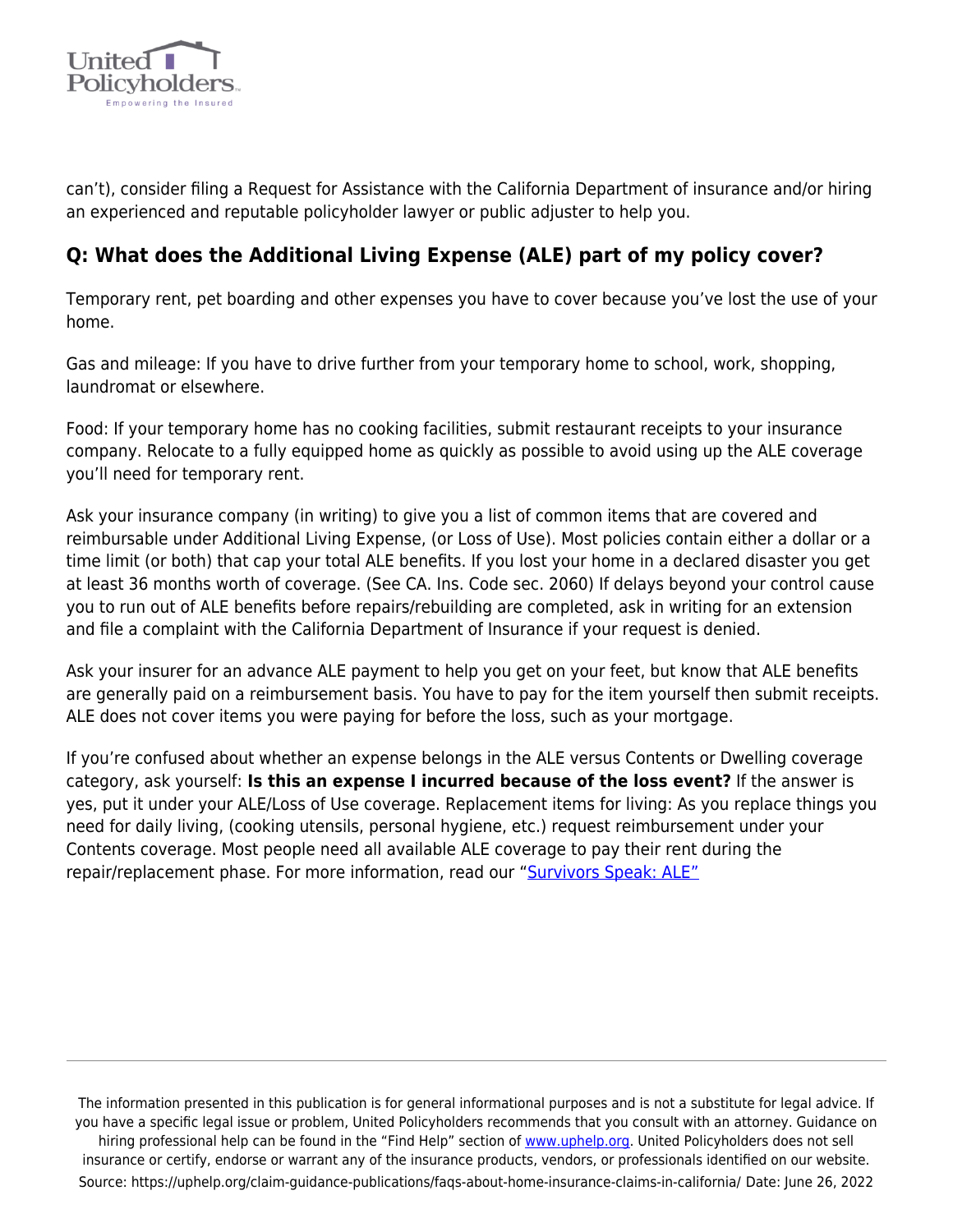can't), consider filing a Request for Assistance with the California Department of insurance and/or hiring an experienced and reputable policyholder lawyer or public adjuster to help you.

## Q: What does the Additional Living Expense (ALE) part of my policy cover?

Temporary rent, pet boarding and other expenses you have to cover because you've lost the use of your home.

Gas and mileage: If you have to drive further from your temporary home to school, work, shopping, laundromat or elsewhere.

Food: If your temporary home has no cooking facilities, submit restaurant receipts to your insurance company. Relocate to a fully equipped home as quickly as possible to avoid using up the ALE coverage you'll need for temporary rent.

Ask your insurance company (in writing) to give you a list of common items that are covered and reimbursable under Additional Living Expense, (or Loss of Use). Most policies contain either a dollar or a time limit (or both) that cap your total ALE benefits. If you lost your home in a declared disaster you get at least 36 months worth of coverage. (See CA. Ins. Code sec. 2060) If delays beyond your control cause you to run out of ALE benefits before repairs/rebuilding are completed, ask in writing for an extension and file a complaint with the California Department of Insurance if your request is denied.

Ask your insurer for an advance ALE payment to help you get on your feet, but know that ALE benefits are generally paid on a reimbursement basis. You have to pay for the item yourself then submit receipts. ALE does not cover items you were paying for before the loss, such as your mortgage.

If you're confused about whether an expense belongs in the ALE versus Contents or Dwelling coverage category, ask yourself: **Is this an expense I incurred because of the loss event?** If the answer is yes, put it under your ALE/Loss of Use coverage. Replacement items for living: As you replace things you need for daily living, (cooking utensils, personal hygiene, etc.) request reimbursement under your Contents coverage. Most people need all available ALE coverage to pay their rent during the repair/replacement phase. For more information, read our "Survivors Speak: ALE"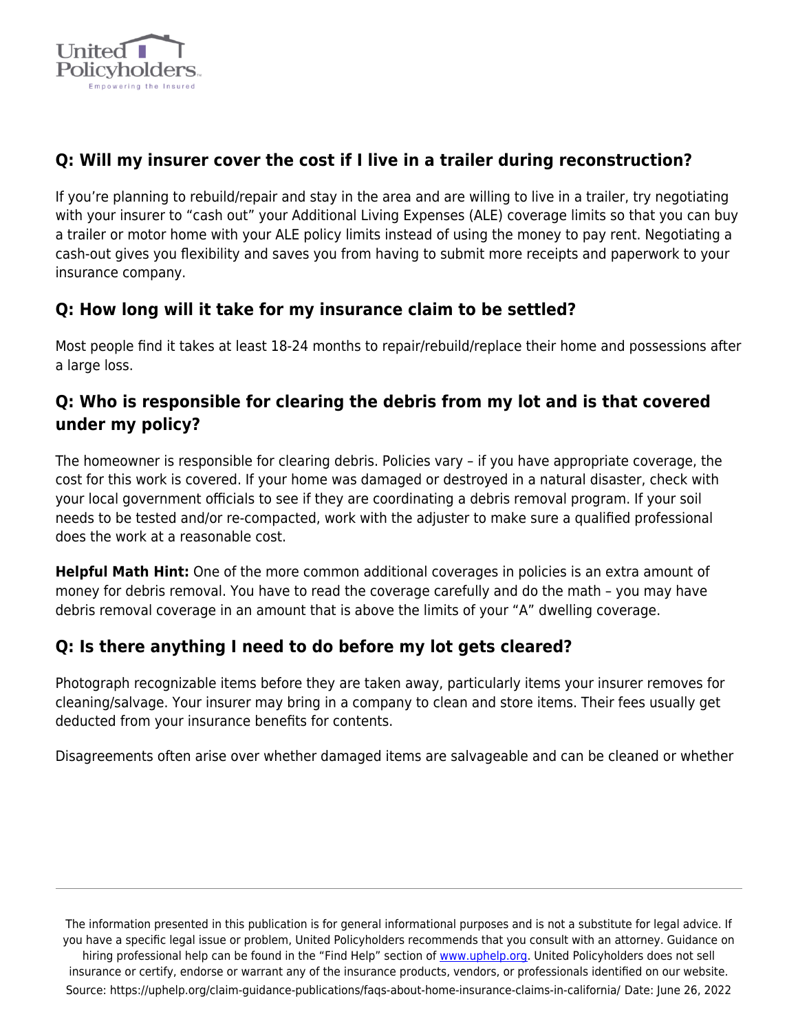## Q: Will my insurer cover the cost if I live in a trailer during reconstruction?

If you're planning to rebuild/repair and stay in the area and are willing to live in a trailer, try negotiating with your insurer to "cash out" your Additional Living Expenses (ALE) coverage limits so that you can buy a trailer or motor home with your ALE policy limits instead of using the money to pay rent. Negotiating a cash-out gives you flexibility and saves you from having to submit more receipts and paperwork to your insurance company.

## Q: How long will it take for my insurance claim to be settled?

Most people find it takes at least 18-24 months to repair/rebuild/replace their home and possessions after a large loss.

## Q: Who is responsible for clearing the debris from my lot and is that covered under my policy?

The homeowner is responsible for clearing debris. Policies vary – if you have appropriate coverage, the cost for this work is covered. If your home was damaged or destroyed in a natural disaster, check with your local government officials to see if they are coordinating a debris removal program. If your soil needs to be tested and/or re-compacted, work with the adjuster to make sure a qualified professional does the work at a reasonable cost.

**Helpful Math Hint:** One of the more common additional coverages in policies is an extra amount of money for debris removal. You have to read the coverage carefully and do the math – you may have debris removal coverage in an amount that is above the limits of your "A" dwelling coverage.

## Q: Is there anything I need to do before my lot gets cleared?

Photograph recognizable items before they are taken away, particularly items your insurer removes for cleaning/salvage. Your insurer may bring in a company to clean and store items. Their fees usually get deducted from your insurance benefits for contents.

Disagreements often arise over whether damaged items are salvageable and can be cleaned or whether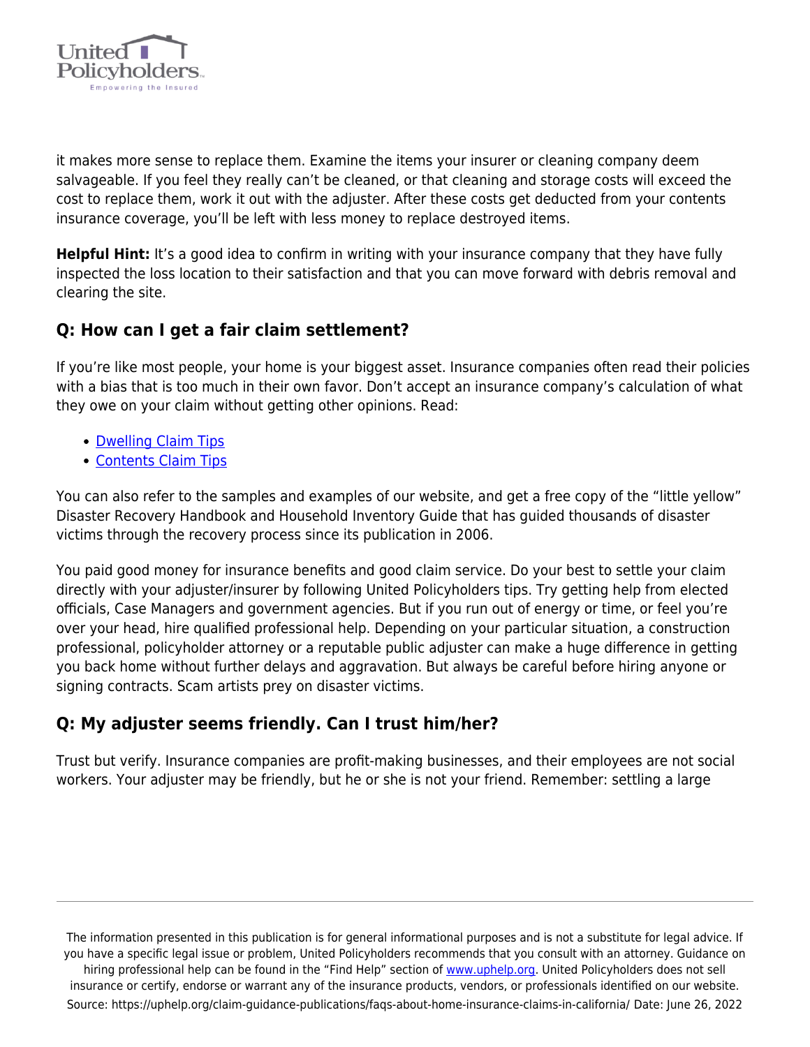it makes more sense to replace them. Examine the items your insurer or cleaning company deem salvageable. If you feel they really can't be cleaned, or that cleaning and storage costs will exceed the cost to replace them, work it out with the adjuster. After these costs get deducted from your contents insurance coverage, you'll be left with less money to replace destroyed items.

**Helpful Hint:** It's a good idea to confirm in writing with your insurance company that they have fully inspected the loss location to their satisfaction and that you can move forward with debris removal and clearing the site.

## Q: How can I get a fair claim settlement?

If you're like most people, your home is your biggest asset. Insurance companies often read their policies with a bias that is too much in their own favor. Don't accept an insurance company's calculation of what they owe on your claim without getting other opinions. Read:

- Dwelling Claim Tips
- Contents Claim Tips

You can also refer to the samples and examples of our website, and get a free copy of the "little yellow" Disaster Recovery Handbook and Household Inventory Guide that has guided thousands of disaster victims through the recovery process since its publication in 2006.

You paid good money for insurance benefits and good claim service. Do your best to settle your claim directly with your adjuster/insurer by following United Policyholders tips. Try getting help from elected officials, Case Managers and government agencies. But if you run out of energy or time, or feel you're over your head, hire qualified professional help. Depending on your particular situation, a construction professional, policyholder attorney or a reputable public adjuster can make a huge difference in getting you back home without further delays and aggravation. But always be careful before hiring anyone or signing contracts. Scam artists prey on disaster victims.

## Q: My adjuster seems friendly. Can I trust him/her?

Trust but verify. Insurance companies are profit-making businesses, and their employees are not social workers. Your adjuster may be friendly, but he or she is not your friend. Remember: settling a large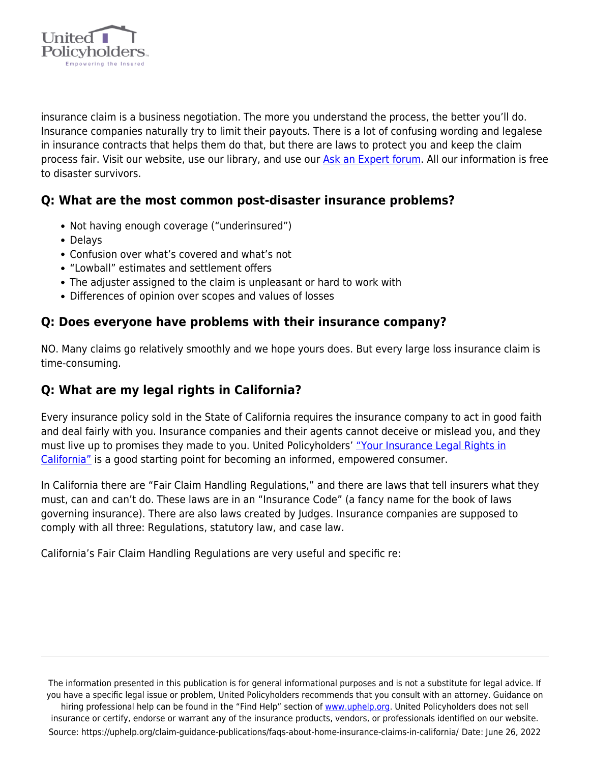insurance claim is a business negotiation. The more you understand the process, the better you'll do. Insurance companies naturally try to limit their payouts. There is a lot of confusing wording and legalese in insurance contracts that helps them do that, but there are laws to protect you and keep the claim process fair. Visit our website, use our library, and use our [Ask an Expert forum](). All our information is free to disaster survivors.

### Q: What are the most common post-disaster insurance problems?

- Not having enough coverage ("underinsured")
- Delays
- Confusion over what's covered and what's not
- "Lowball" estimates and settlement offers
- The adjuster assigned to the claim is unpleasant or hard to work with
- Differences of opinion over scopes and values of losses

### Q: Does everyone have problems with their insurance company?

NO. Many claims go relatively smoothly and we hope yours does. But every large loss insurance claim is time-consuming.

### Q: What are my legal rights in California?

Every insurance policy sold in the State of California requires the insurance company to act in good faith and deal fairly with you. Insurance companies and their agents cannot deceive or mislead you, and they must live up to promises they made to you. United Policyholders' ["Your Insurance Legal Rights in California"]() is a good starting point for becoming an informed, empowered consumer.

In California there are "Fair Claim Handling Regulations," and there are laws that tell insurers what they must, can and can't do. These laws are in an "Insurance Code" (a fancy name for the book of laws governing insurance). There are also laws created by Judges. Insurance companies are supposed to comply with all three: Regulations, statutory law, and case law.

California's Fair Claim Handling Regulations are very useful and specific re: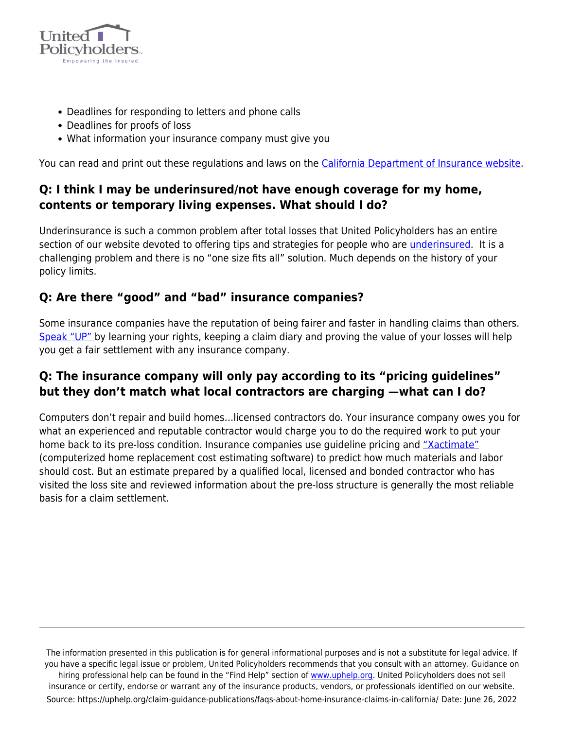- Deadlines for responding to letters and phone calls
- Deadlines for proofs of loss
- What information your insurance company must give you

You can read and print out these regulations and laws on the California Department of Insurance website.

### Q: I think I may be underinsured/not have enough coverage for my home, contents or temporary living expenses. What should I do?

Underinsurance is such a common problem after total losses that United Policyholders has an entire section of our website devoted to offering tips and strategies for people who are underinsured. It is a challenging problem and there is no "one size fits all" solution. Much depends on the history of your policy limits.

### Q: Are there "good" and "bad" insurance companies?

Some insurance companies have the reputation of being fairer and faster in handling claims than others. Speak "UP" by learning your rights, keeping a claim diary and proving the value of your losses will help you get a fair settlement with any insurance company.

### Q: The insurance company will only pay according to its "pricing guidelines" but they don't match what local contractors are charging —what can I do?

Computers don't repair and build homes…licensed contractors do. Your insurance company owes you for what an experienced and reputable contractor would charge you to do the required work to put your home back to its pre-loss condition. Insurance companies use guideline pricing and "Xactimate" (computerized home replacement cost estimating software) to predict how much materials and labor should cost. But an estimate prepared by a qualified local, licensed and bonded contractor who has visited the loss site and reviewed information about the pre-loss structure is generally the most reliable basis for a claim settlement.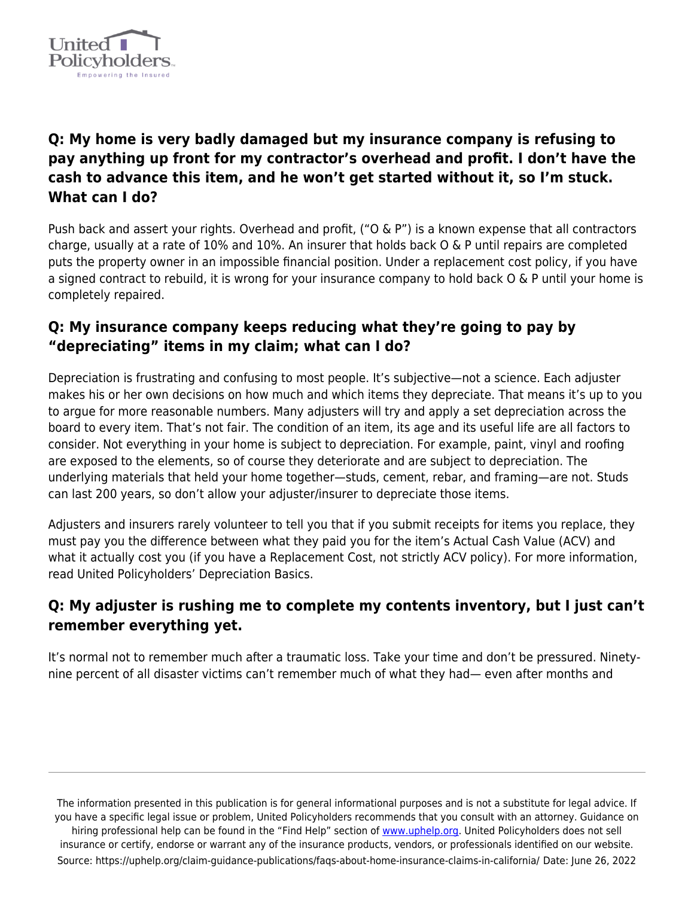## Q: My home is very badly damaged but my insurance company is refusing to pay anything up front for my contractor's overhead and profit. I don't have the cash to advance this item, and he won't get started without it, so I'm stuck. What can I do?

Push back and assert your rights. Overhead and profit, ("O & P") is a known expense that all contractors charge, usually at a rate of 10% and 10%. An insurer that holds back O & P until repairs are completed puts the property owner in an impossible financial position. Under a replacement cost policy, if you have a signed contract to rebuild, it is wrong for your insurance company to hold back O & P until your home is completely repaired.

## Q: My insurance company keeps reducing what they're going to pay by "depreciating" items in my claim; what can I do?

Depreciation is frustrating and confusing to most people. It's subjective—not a science. Each adjuster makes his or her own decisions on how much and which items they depreciate. That means it's up to you to argue for more reasonable numbers. Many adjusters will try and apply a set depreciation across the board to every item. That's not fair. The condition of an item, its age and its useful life are all factors to consider. Not everything in your home is subject to depreciation. For example, paint, vinyl and roofing are exposed to the elements, so of course they deteriorate and are subject to depreciation. The underlying materials that held your home together—studs, cement, rebar, and framing—are not. Studs can last 200 years, so don't allow your adjuster/insurer to depreciate those items.

Adjusters and insurers rarely volunteer to tell you that if you submit receipts for items you replace, they must pay you the difference between what they paid you for the item's Actual Cash Value (ACV) and what it actually cost you (if you have a Replacement Cost, not strictly ACV policy). For more information, read United Policyholders' Depreciation Basics.

## Q: My adjuster is rushing me to complete my contents inventory, but I just can't remember everything yet.

It's normal not to remember much after a traumatic loss. Take your time and don't be pressured. Ninety-nine percent of all disaster victims can't remember much of what they had— even after months and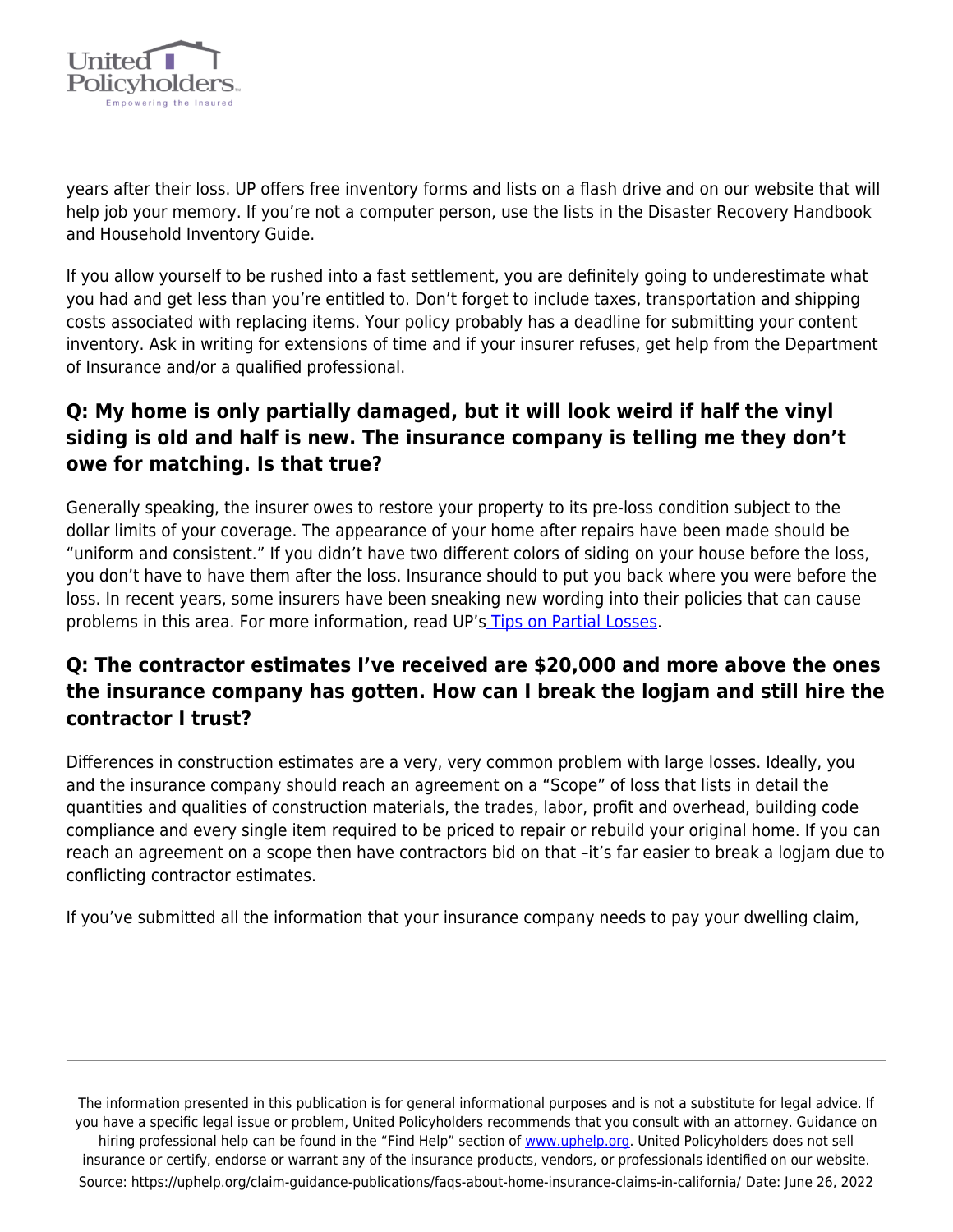years after their loss. UP offers free inventory forms and lists on a flash drive and on our website that will help job your memory. If you're not a computer person, use the lists in the Disaster Recovery Handbook and Household Inventory Guide.

If you allow yourself to be rushed into a fast settlement, you are definitely going to underestimate what you had and get less than you're entitled to. Don't forget to include taxes, transportation and shipping costs associated with replacing items. Your policy probably has a deadline for submitting your content inventory. Ask in writing for extensions of time and if your insurer refuses, get help from the Department of Insurance and/or a qualified professional.

### Q: My home is only partially damaged, but it will look weird if half the vinyl siding is old and half is new. The insurance company is telling me they don't owe for matching. Is that true?

Generally speaking, the insurer owes to restore your property to its pre-loss condition subject to the dollar limits of your coverage. The appearance of your home after repairs have been made should be "uniform and consistent." If you didn't have two different colors of siding on your house before the loss, you don't have to have them after the loss. Insurance should to put you back where you were before the loss. In recent years, some insurers have been sneaking new wording into their policies that can cause problems in this area. For more information, read UP's Tips on Partial Losses.

### Q: The contractor estimates I've received are $20,000 and more above the ones the insurance company has gotten. How can I break the logjam and still hire the contractor I trust?

Differences in construction estimates are a very, very common problem with large losses. Ideally, you and the insurance company should reach an agreement on a "Scope" of loss that lists in detail the quantities and qualities of construction materials, the trades, labor, profit and overhead, building code compliance and every single item required to be priced to repair or rebuild your original home. If you can reach an agreement on a scope then have contractors bid on that –it's far easier to break a logjam due to conflicting contractor estimates.

If you've submitted all the information that your insurance company needs to pay your dwelling claim,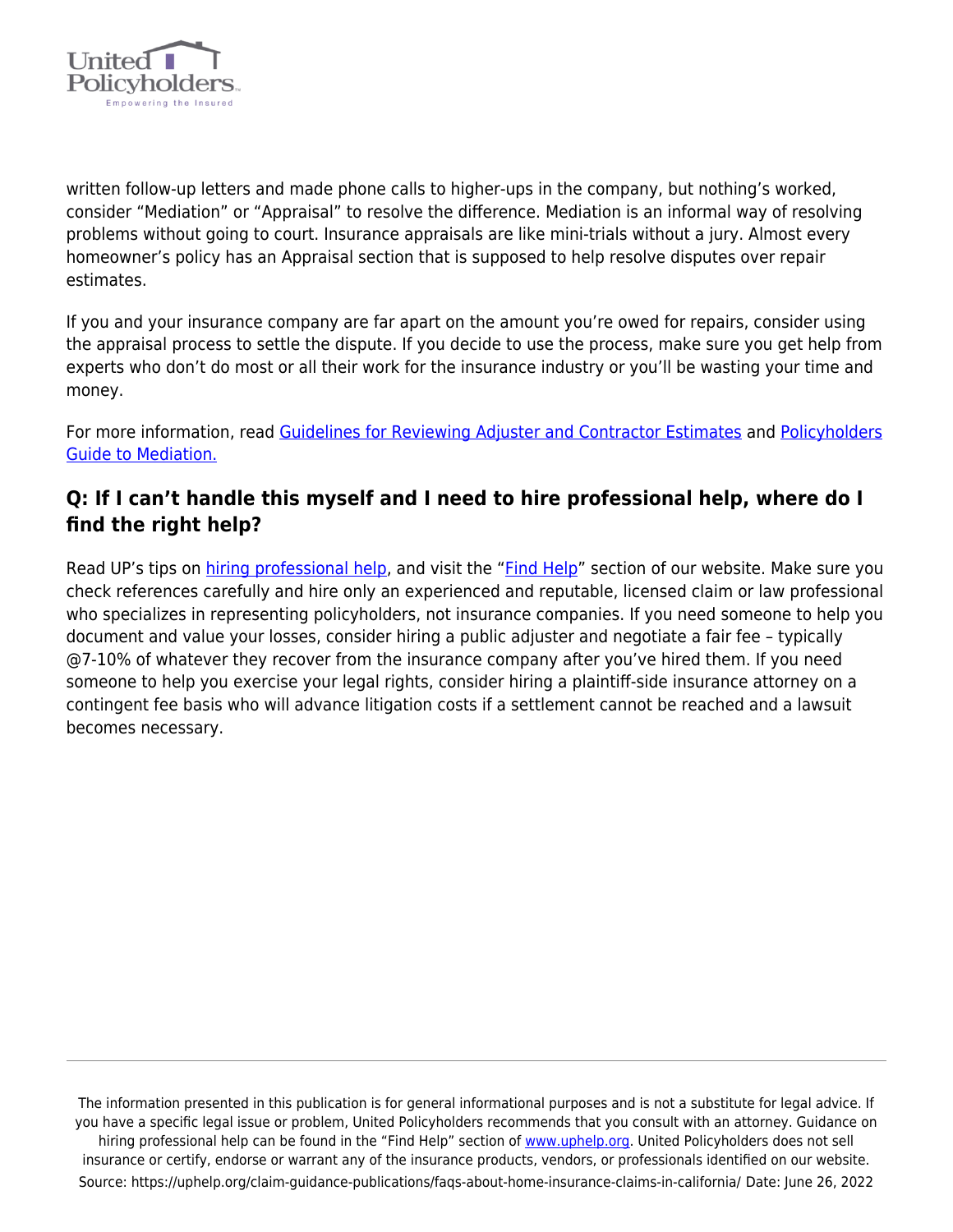written follow-up letters and made phone calls to higher-ups in the company, but nothing's worked, consider "Mediation" or "Appraisal" to resolve the difference. Mediation is an informal way of resolving problems without going to court. Insurance appraisals are like mini-trials without a jury. Almost every homeowner's policy has an Appraisal section that is supposed to help resolve disputes over repair estimates.

If you and your insurance company are far apart on the amount you're owed for repairs, consider using the appraisal process to settle the dispute. If you decide to use the process, make sure you get help from experts who don't do most or all their work for the insurance industry or you'll be wasting your time and money.

For more information, read Guidelines for Reviewing Adjuster and Contractor Estimates and Policyholders Guide to Mediation.

### Q: If I can't handle this myself and I need to hire professional help, where do I find the right help?

Read UP's tips on hiring professional help, and visit the "Find Help" section of our website. Make sure you check references carefully and hire only an experienced and reputable, licensed claim or law professional who specializes in representing policyholders, not insurance companies. If you need someone to help you document and value your losses, consider hiring a public adjuster and negotiate a fair fee – typically @7-10% of whatever they recover from the insurance company after you've hired them. If you need someone to help you exercise your legal rights, consider hiring a plaintiff-side insurance attorney on a contingent fee basis who will advance litigation costs if a settlement cannot be reached and a lawsuit becomes necessary.